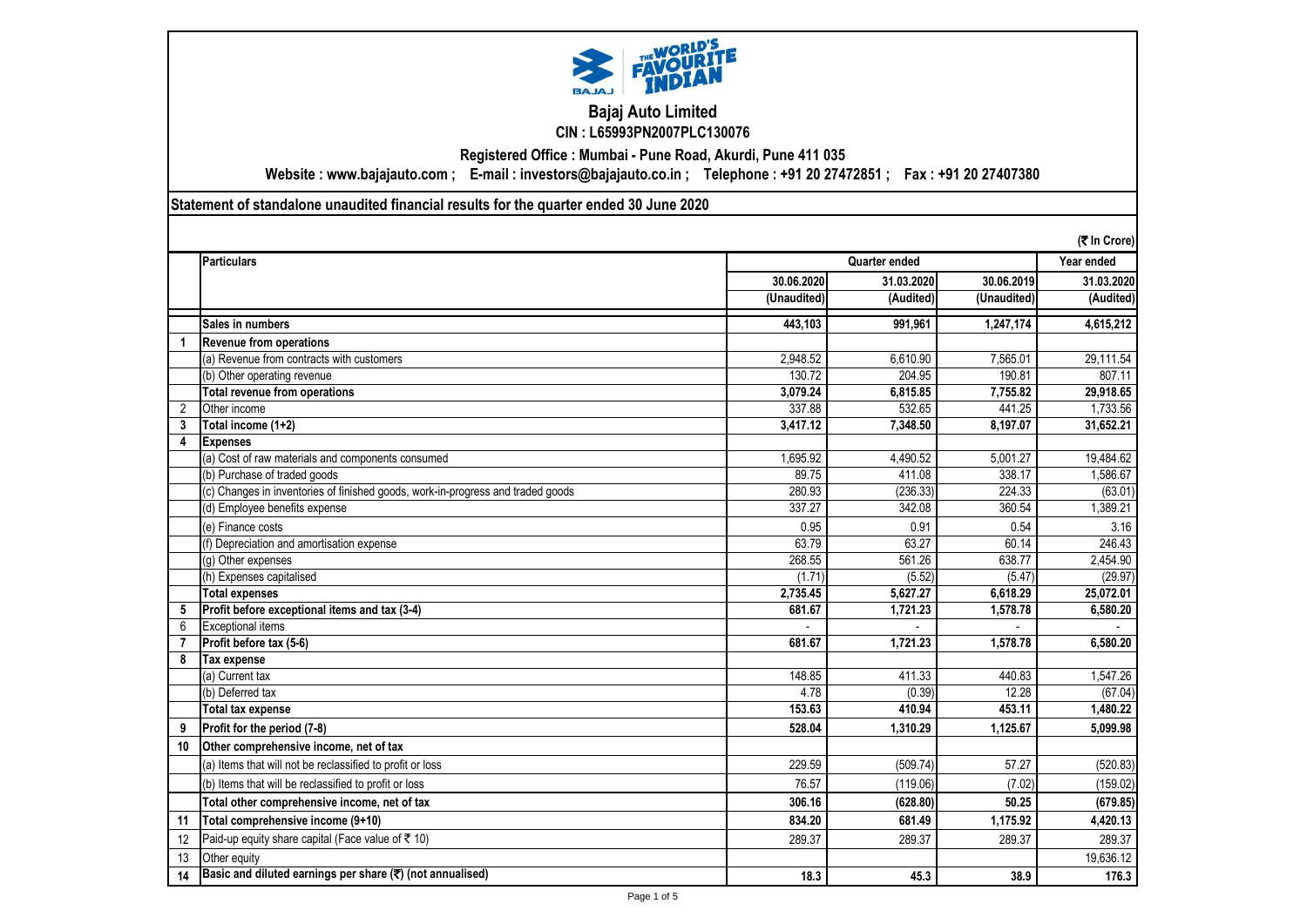# Bajaj Auto Limited

**CIN : L65993PN2007PLC130076**

**Registered Office : Mumbai - Pune Road, Akurdi, Pune 411 035**

**Website : www.bajajauto.com ; E-mail : investors@bajajauto.co.in ; Telephone : +91 20 27472851 ; Fax : +91 20 27407380**

## Statement of standalone unaudited financial results for the quarter ended 30 June 2020

(₹ In Crore)

| | Particulars | Quarter ended | | | Year ended |
|---|---|---|---|---|---|
| | | 30.06.2020 | 31.03.2020 | 30.06.2019 | 31.03.2020 |
| | | (Unaudited) | (Audited) | (Unaudited) | (Audited) |
| | **Sales in numbers** | **443,103** | **991,961** | **1,247,174** | **4,615,212** |
| **1** | **Revenue from operations** | | | | |
| | (a) Revenue from contracts with customers | 2,948.52 | 6,610.90 | 7,565.01 | 29,111.54 |
| | (b) Other operating revenue | 130.72 | 204.95 | 190.81 | 807.11 |
| | **Total revenue from operations** | **3,079.24** | **6,815.85** | **7,755.82** | **29,918.65** |
| 2 | Other income | 337.88 | 532.65 | 441.25 | 1,733.56 |
| **3** | **Total income (1+2)** | **3,417.12** | **7,348.50** | **8,197.07** | **31,652.21** |
| **4** | **Expenses** | | | | |
| | (a) Cost of raw materials and components consumed | 1,695.92 | 4,490.52 | 5,001.27 | 19,484.62 |
| | (b) Purchase of traded goods | 89.75 | 411.08 | 338.17 | 1,586.67 |
| | (c) Changes in inventories of finished goods, work-in-progress and traded goods | 280.93 | (236.33) | 224.33 | (63.01) |
| | (d) Employee benefits expense | 337.27 | 342.08 | 360.54 | 1,389.21 |
| | (e) Finance costs | 0.95 | 0.91 | 0.54 | 3.16 |
| | (f) Depreciation and amortisation expense | 63.79 | 63.27 | 60.14 | 246.43 |
| | (g) Other expenses | 268.55 | 561.26 | 638.77 | 2,454.90 |
| | (h) Expenses capitalised | (1.71) | (5.52) | (5.47) | (29.97) |
| | **Total expenses** | **2,735.45** | **5,627.27** | **6,618.29** | **25,072.01** |
| **5** | **Profit before exceptional items and tax (3-4)** | **681.67** | **1,721.23** | **1,578.78** | **6,580.20** |
| 6 | Exceptional items | - | - | - | - |
| **7** | **Profit before tax (5-6)** | **681.67** | **1,721.23** | **1,578.78** | **6,580.20** |
| **8** | **Tax expense** | | | | |
| | (a) Current tax | 148.85 | 411.33 | 440.83 | 1,547.26 |
| | (b) Deferred tax | 4.78 | (0.39) | 12.28 | (67.04) |
| | **Total tax expense** | **153.63** | **410.94** | **453.11** | **1,480.22** |
| **9** | **Profit for the period (7-8)** | **528.04** | **1,310.29** | **1,125.67** | **5,099.98** |
| **10** | **Other comprehensive income, net of tax** | | | | |
| | (a) Items that will not be reclassified to profit or loss | 229.59 | (509.74) | 57.27 | (520.83) |
| | (b) Items that will be reclassified to profit or loss | 76.57 | (119.06) | (7.02) | (159.02) |
| | **Total other comprehensive income, net of tax** | **306.16** | **(628.80)** | **50.25** | **(679.85)** |
| **11** | **Total comprehensive income (9+10)** | **834.20** | **681.49** | **1,175.92** | **4,420.13** |
| 12 | Paid-up equity share capital (Face value of ₹ 10) | 289.37 | 289.37 | 289.37 | 289.37 |
| 13 | Other equity | | | | 19,636.12 |
| **14** | **Basic and diluted earnings per share (₹) (not annualised)** | **18.3** | **45.3** | **38.9** | **176.3** |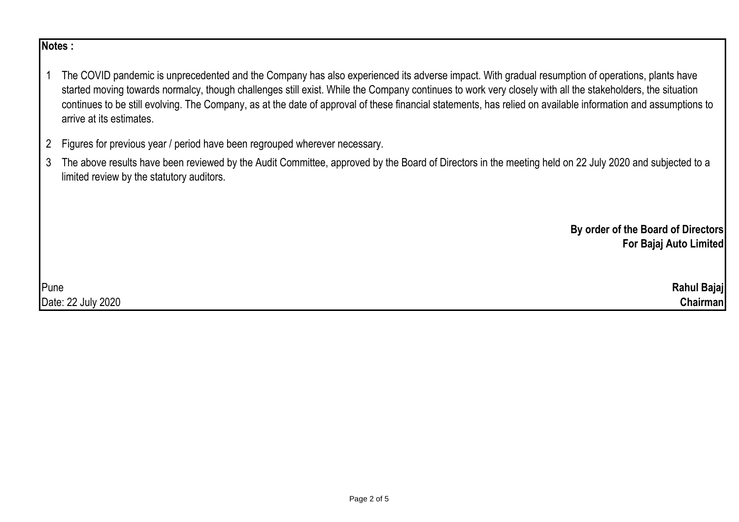**Notes :**

1. The COVID pandemic is unprecedented and the Company has also experienced its adverse impact. With gradual resumption of operations, plants have started moving towards normalcy, though challenges still exist. While the Company continues to work very closely with all the stakeholders, the situation continues to be still evolving. The Company, as at the date of approval of these financial statements, has relied on available information and assumptions to arrive at its estimates.
2. Figures for previous year / period have been regrouped wherever necessary.
3. The above results have been reviewed by the Audit Committee, approved by the Board of Directors in the meeting held on 22 July 2020 and subjected to a limited review by the statutory auditors.

**By order of the Board of Directors**
**For Bajaj Auto Limited**

Pune
Date: 22 July 2020

**Rahul Bajaj**
**Chairman**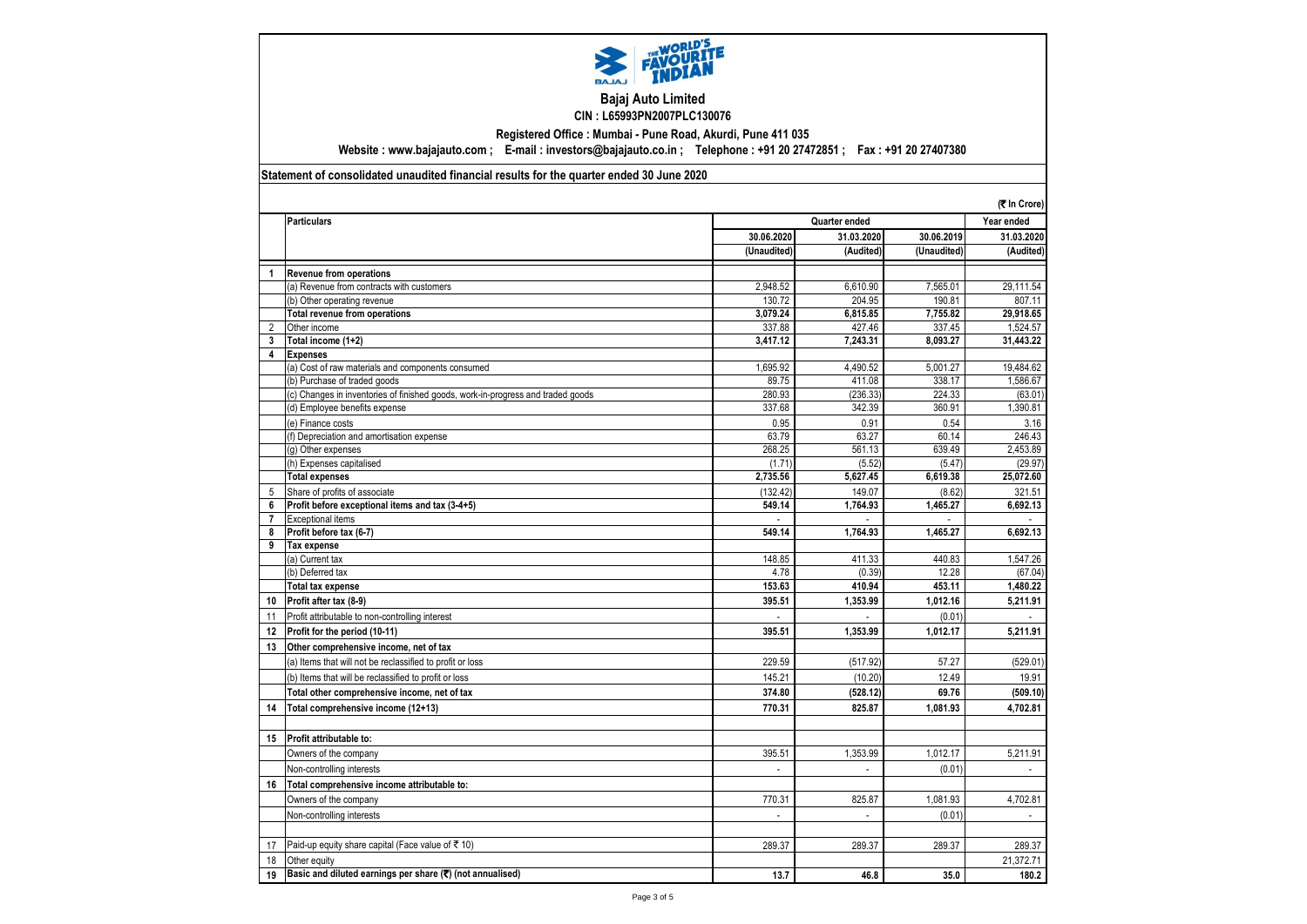# Bajaj Auto Limited

**CIN : L65993PN2007PLC130076**

**Registered Office : Mumbai - Pune Road, Akurdi, Pune 411 035**

**Website : www.bajajauto.com ; E-mail : investors@bajajauto.co.in ; Telephone : +91 20 27472851 ; Fax : +91 20 27407380**

**Statement of consolidated unaudited financial results for the quarter ended 30 June 2020**

**(₹ In Crore)**

| | Particulars | Quarter ended | | | Year ended |
|---|---|---|---|---|---|
| | | 30.06.2020 | 31.03.2020 | 30.06.2019 | 31.03.2020 |
| | | (Unaudited) | (Audited) | (Unaudited) | (Audited) |
| 1 | **Revenue from operations** | | | | |
| | (a) Revenue from contracts with customers | 2,948.52 | 6,610.90 | 7,565.01 | 29,111.54 |
| | (b) Other operating revenue | 130.72 | 204.95 | 190.81 | 807.11 |
| | **Total revenue from operations** | **3,079.24** | **6,815.85** | **7,755.82** | **29,918.65** |
| 2 | Other income | 337.88 | 427.46 | 337.45 | 1,524.57 |
| 3 | **Total income (1+2)** | **3,417.12** | **7,243.31** | **8,093.27** | **31,443.22** |
| 4 | **Expenses** | | | | |
| | (a) Cost of raw materials and components consumed | 1,695.92 | 4,490.52 | 5,001.27 | 19,484.62 |
| | (b) Purchase of traded goods | 89.75 | 411.08 | 338.17 | 1,586.67 |
| | (c) Changes in inventories of finished goods, work-in-progress and traded goods | 280.93 | (236.33) | 224.33 | (63.01) |
| | (d) Employee benefits expense | 337.68 | 342.39 | 360.91 | 1,390.81 |
| | (e) Finance costs | 0.95 | 0.91 | 0.54 | 3.16 |
| | (f) Depreciation and amortisation expense | 63.79 | 63.27 | 60.14 | 246.43 |
| | (g) Other expenses | 268.25 | 561.13 | 639.49 | 2,453.89 |
| | (h) Expenses capitalised | (1.71) | (5.52) | (5.47) | (29.97) |
| | **Total expenses** | **2,735.56** | **5,627.45** | **6,619.38** | **25,072.60** |
| 5 | Share of profits of associate | (132.42) | 149.07 | (8.62) | 321.51 |
| 6 | **Profit before exceptional items and tax (3-4+5)** | **549.14** | **1,764.93** | **1,465.27** | **6,692.13** |
| 7 | Exceptional items | - | - | - | - |
| 8 | **Profit before tax (6-7)** | **549.14** | **1,764.93** | **1,465.27** | **6,692.13** |
| 9 | **Tax expense** | | | | |
| | (a) Current tax | 148.85 | 411.33 | 440.83 | 1,547.26 |
| | (b) Deferred tax | 4.78 | (0.39) | 12.28 | (67.04) |
| | **Total tax expense** | **153.63** | **410.94** | **453.11** | **1,480.22** |
| 10 | **Profit after tax (8-9)** | **395.51** | **1,353.99** | **1,012.16** | **5,211.91** |
| 11 | Profit attributable to non-controlling interest | - | - | (0.01) | - |
| 12 | **Profit for the period (10-11)** | **395.51** | **1,353.99** | **1,012.17** | **5,211.91** |
| 13 | **Other comprehensive income, net of tax** | | | | |
| | (a) Items that will not be reclassified to profit or loss | 229.59 | (517.92) | 57.27 | (529.01) |
| | (b) Items that will be reclassified to profit or loss | 145.21 | (10.20) | 12.49 | 19.91 |
| | **Total other comprehensive income, net of tax** | **374.80** | **(528.12)** | **69.76** | **(509.10)** |
| 14 | **Total comprehensive income (12+13)** | **770.31** | **825.87** | **1,081.93** | **4,702.81** |
| 15 | **Profit attributable to:** | | | | |
| | Owners of the company | 395.51 | 1,353.99 | 1,012.17 | 5,211.91 |
| | Non-controlling interests | - | - | (0.01) | - |
| 16 | **Total comprehensive income attributable to:** | | | | |
| | Owners of the company | 770.31 | 825.87 | 1,081.93 | 4,702.81 |
| | Non-controlling interests | - | - | (0.01) | - |
| 17 | Paid-up equity share capital (Face value of ₹ 10) | 289.37 | 289.37 | 289.37 | 289.37 |
| 18 | Other equity | | | | 21,372.71 |
| 19 | **Basic and diluted earnings per share (₹) (not annualised)** | **13.7** | **46.8** | **35.0** | **180.2** |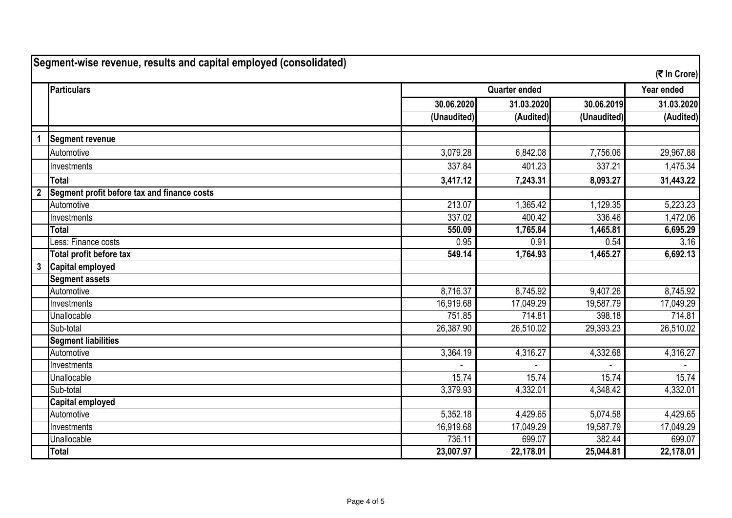## Segment-wise revenue, results and capital employed (consolidated)

(₹ In Crore)

| | Particulars | Quarter ended | | | Year ended |
|---|---|---|---|---|---|
| | | 30.06.2020 | 31.03.2020 | 30.06.2019 | 31.03.2020 |
| | | (Unaudited) | (Audited) | (Unaudited) | (Audited) |
| 1 | **Segment revenue** | | | | |
| | Automotive | 3,079.28 | 6,842.08 | 7,756.06 | 29,967.88 |
| | Investments | 337.84 | 401.23 | 337.21 | 1,475.34 |
| | **Total** | **3,417.12** | **7,243.31** | **8,093.27** | **31,443.22** |
| 2 | **Segment profit before tax and finance costs** | | | | |
| | Automotive | 213.07 | 1,365.42 | 1,129.35 | 5,223.23 |
| | Investments | 337.02 | 400.42 | 336.46 | 1,472.06 |
| | **Total** | **550.09** | **1,765.84** | **1,465.81** | **6,695.29** |
| | Less: Finance costs | 0.95 | 0.91 | 0.54 | 3.16 |
| | **Total profit before tax** | **549.14** | **1,764.93** | **1,465.27** | **6,692.13** |
| 3 | **Capital employed** | | | | |
| | **Segment assets** | | | | |
| | Automotive | 8,716.37 | 8,745.92 | 9,407.26 | 8,745.92 |
| | Investments | 16,919.68 | 17,049.29 | 19,587.79 | 17,049.29 |
| | Unallocable | 751.85 | 714.81 | 398.18 | 714.81 |
| | Sub-total | 26,387.90 | 26,510.02 | 29,393.23 | 26,510.02 |
| | **Segment liabilities** | | | | |
| | Automotive | 3,364.19 | 4,316.27 | 4,332.68 | 4,316.27 |
| | Investments | - | - | - | - |
| | Unallocable | 15.74 | 15.74 | 15.74 | 15.74 |
| | Sub-total | 3,379.93 | 4,332.01 | 4,348.42 | 4,332.01 |
| | **Capital employed** | | | | |
| | Automotive | 5,352.18 | 4,429.65 | 5,074.58 | 4,429.65 |
| | Investments | 16,919.68 | 17,049.29 | 19,587.79 | 17,049.29 |
| | Unallocable | 736.11 | 699.07 | 382.44 | 699.07 |
| | **Total** | **23,007.97** | **22,178.01** | **25,044.81** | **22,178.01** |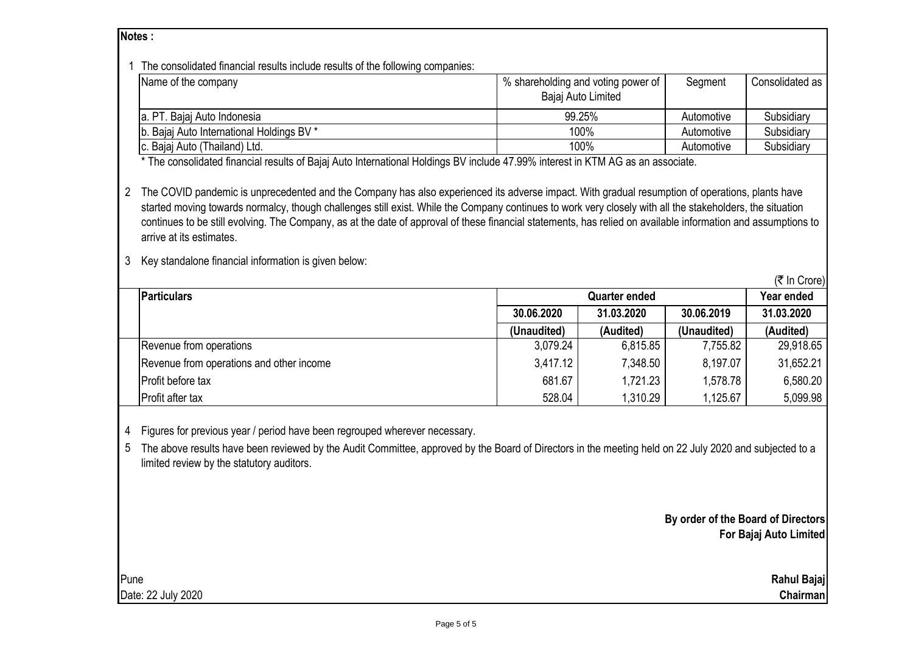**Notes :**

1 The consolidated financial results include results of the following companies:

| Name of the company | % shareholding and voting power of Bajaj Auto Limited | Segment | Consolidated as |
|---|---|---|---|
| a. PT. Bajaj Auto Indonesia | 99.25% | Automotive | Subsidiary |
| b. Bajaj Auto International Holdings BV * | 100% | Automotive | Subsidiary |
| c. Bajaj Auto (Thailand) Ltd. | 100% | Automotive | Subsidiary |

* The consolidated financial results of Bajaj Auto International Holdings BV include 47.99% interest in KTM AG as an associate.

2 The COVID pandemic is unprecedented and the Company has also experienced its adverse impact. With gradual resumption of operations, plants have started moving towards normalcy, though challenges still exist. While the Company continues to work very closely with all the stakeholders, the situation continues to be still evolving. The Company, as at the date of approval of these financial statements, has relied on available information and assumptions to arrive at its estimates.

3 Key standalone financial information is given below:

(₹ In Crore)

| Particulars | Quarter ended | | | Year ended |
|---|---|---|---|---|
| | 30.06.2020 | 31.03.2020 | 30.06.2019 | 31.03.2020 |
| | (Unaudited) | (Audited) | (Unaudited) | (Audited) |
| Revenue from operations | 3,079.24 | 6,815.85 | 7,755.82 | 29,918.65 |
| Revenue from operations and other income | 3,417.12 | 7,348.50 | 8,197.07 | 31,652.21 |
| Profit before tax | 681.67 | 1,721.23 | 1,578.78 | 6,580.20 |
| Profit after tax | 528.04 | 1,310.29 | 1,125.67 | 5,099.98 |

4 Figures for previous year / period have been regrouped wherever necessary.

5 The above results have been reviewed by the Audit Committee, approved by the Board of Directors in the meeting held on 22 July 2020 and subjected to a limited review by the statutory auditors.

**By order of the Board of Directors**
**For Bajaj Auto Limited**

Pune
Date: 22 July 2020

**Rahul Bajaj**
**Chairman**